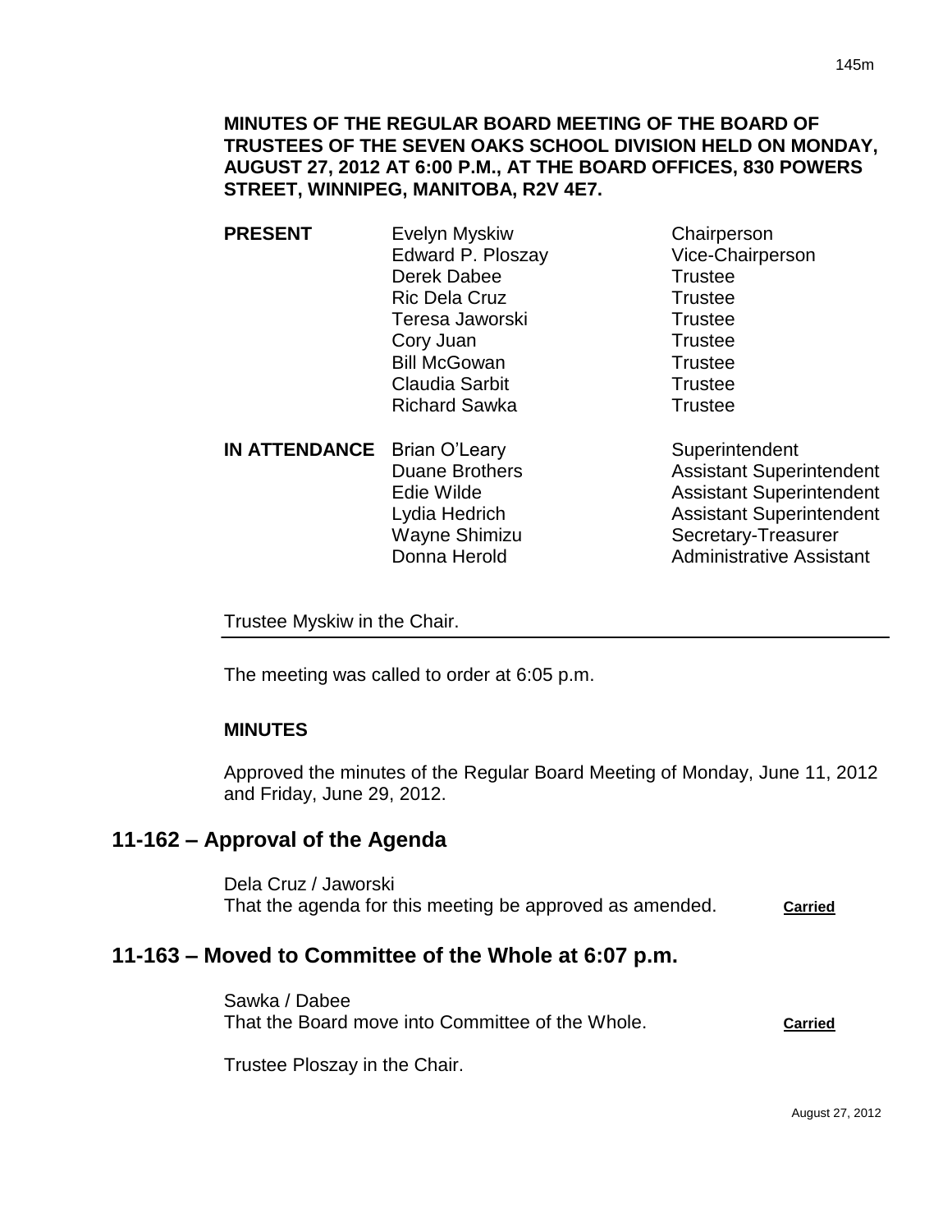**MINUTES OF THE REGULAR BOARD MEETING OF THE BOARD OF TRUSTEES OF THE SEVEN OAKS SCHOOL DIVISION HELD ON MONDAY, AUGUST 27, 2012 AT 6:00 P.M., AT THE BOARD OFFICES, 830 POWERS STREET, WINNIPEG, MANITOBA, R2V 4E7.**

| | | |
|---|---|---|
| **PRESENT** | Evelyn Myskiw | Chairperson |
| | Edward P. Ploszay | Vice-Chairperson |
| | Derek Dabee | Trustee |
| | Ric Dela Cruz | Trustee |
| | Teresa Jaworski | Trustee |
| | Cory Juan | Trustee |
| | Bill McGowan | Trustee |
| | Claudia Sarbit | Trustee |
| | Richard Sawka | Trustee |
| **IN ATTENDANCE** | Brian O'Leary | Superintendent |
| | Duane Brothers | Assistant Superintendent |
| | Edie Wilde | Assistant Superintendent |
| | Lydia Hedrich | Assistant Superintendent |
| | Wayne Shimizu | Secretary-Treasurer |
| | Donna Herold | Administrative Assistant |

Trustee Myskiw in the Chair.

The meeting was called to order at 6:05 p.m.

**MINUTES**

Approved the minutes of the Regular Board Meeting of Monday, June 11, 2012 and Friday, June 29, 2012.

## 11-162 – Approval of the Agenda

Dela Cruz / Jaworski
That the agenda for this meeting be approved as amended. **Carried**

## 11-163 – Moved to Committee of the Whole at 6:07 p.m.

Sawka / Dabee
That the Board move into Committee of the Whole. **Carried**

Trustee Ploszay in the Chair.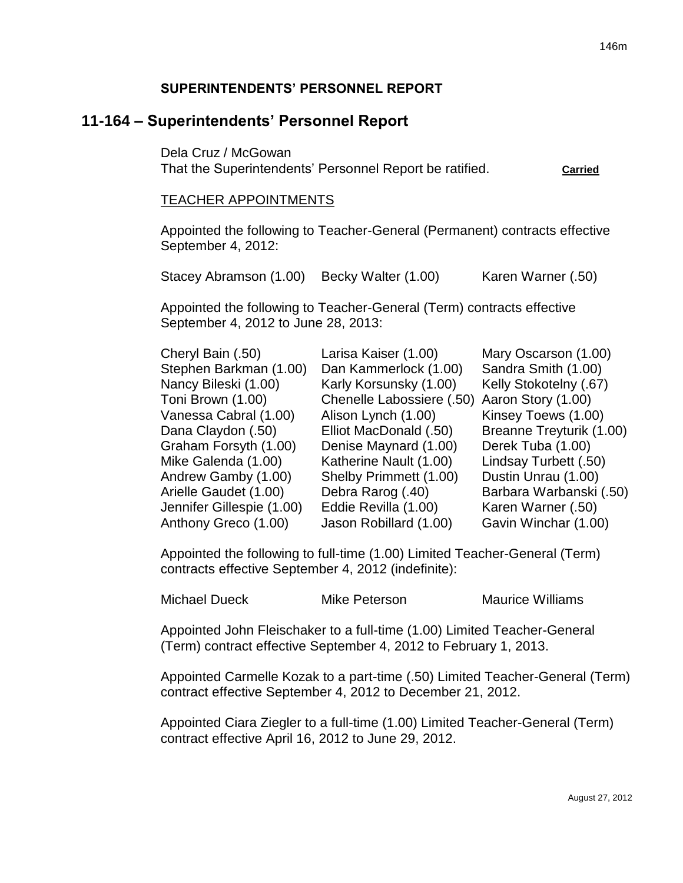## SUPERINTENDENTS' PERSONNEL REPORT

# 11-164 – Superintendents' Personnel Report

Dela Cruz / McGowan
That the Superintendents' Personnel Report be ratified. **Carried**

TEACHER APPOINTMENTS

Appointed the following to Teacher-General (Permanent) contracts effective September 4, 2012:

Stacey Abramson (1.00) Becky Walter (1.00) Karen Warner (.50)

Appointed the following to Teacher-General (Term) contracts effective September 4, 2012 to June 28, 2013:

| | | |
|---|---|---|
| Cheryl Bain (.50) | Larisa Kaiser (1.00) | Mary Oscarson (1.00) |
| Stephen Barkman (1.00) | Dan Kammerlock (1.00) | Sandra Smith (1.00) |
| Nancy Bileski (1.00) | Karly Korsunsky (1.00) | Kelly Stokotelny (.67) |
| Toni Brown (1.00) | Chenelle Labossiere (.50) | Aaron Story (1.00) |
| Vanessa Cabral (1.00) | Alison Lynch (1.00) | Kinsey Toews (1.00) |
| Dana Claydon (.50) | Elliot MacDonald (.50) | Breanne Treyturik (1.00) |
| Graham Forsyth (1.00) | Denise Maynard (1.00) | Derek Tuba (1.00) |
| Mike Galenda (1.00) | Katherine Nault (1.00) | Lindsay Turbett (.50) |
| Andrew Gamby (1.00) | Shelby Primmett (1.00) | Dustin Unrau (1.00) |
| Arielle Gaudet (1.00) | Debra Rarog (.40) | Barbara Warbanski (.50) |
| Jennifer Gillespie (1.00) | Eddie Revilla (1.00) | Karen Warner (.50) |
| Anthony Greco (1.00) | Jason Robillard (1.00) | Gavin Winchar (1.00) |

Appointed the following to full-time (1.00) Limited Teacher-General (Term) contracts effective September 4, 2012 (indefinite):

Michael Dueck Mike Peterson Maurice Williams

Appointed John Fleischaker to a full-time (1.00) Limited Teacher-General (Term) contract effective September 4, 2012 to February 1, 2013.

Appointed Carmelle Kozak to a part-time (.50) Limited Teacher-General (Term) contract effective September 4, 2012 to December 21, 2012.

Appointed Ciara Ziegler to a full-time (1.00) Limited Teacher-General (Term) contract effective April 16, 2012 to June 29, 2012.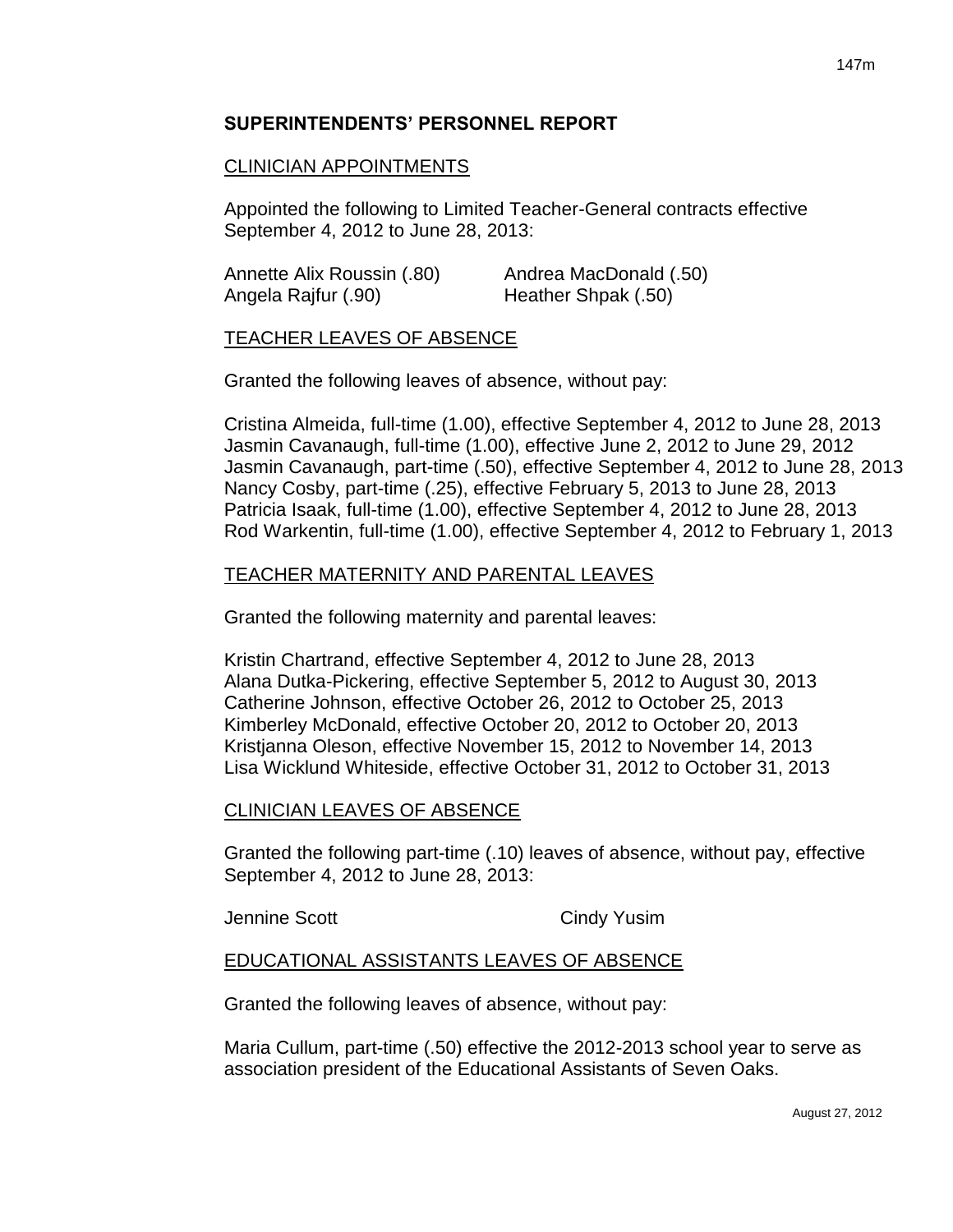## SUPERINTENDENTS' PERSONNEL REPORT

### CLINICIAN APPOINTMENTS

Appointed the following to Limited Teacher-General contracts effective September 4, 2012 to June 28, 2013:

Annette Alix Roussin (.80)
Andrea MacDonald (.50)
Angela Rajfur (.90)
Heather Shpak (.50)

### TEACHER LEAVES OF ABSENCE

Granted the following leaves of absence, without pay:

Cristina Almeida, full-time (1.00), effective September 4, 2012 to June 28, 2013
Jasmin Cavanaugh, full-time (1.00), effective June 2, 2012 to June 29, 2012
Jasmin Cavanaugh, part-time (.50), effective September 4, 2012 to June 28, 2013
Nancy Cosby, part-time (.25), effective February 5, 2013 to June 28, 2013
Patricia Isaak, full-time (1.00), effective September 4, 2012 to June 28, 2013
Rod Warkentin, full-time (1.00), effective September 4, 2012 to February 1, 2013

### TEACHER MATERNITY AND PARENTAL LEAVES

Granted the following maternity and parental leaves:

Kristin Chartrand, effective September 4, 2012 to June 28, 2013
Alana Dutka-Pickering, effective September 5, 2012 to August 30, 2013
Catherine Johnson, effective October 26, 2012 to October 25, 2013
Kimberley McDonald, effective October 20, 2012 to October 20, 2013
Kristjanna Oleson, effective November 15, 2012 to November 14, 2013
Lisa Wicklund Whiteside, effective October 31, 2012 to October 31, 2013

### CLINICIAN LEAVES OF ABSENCE

Granted the following part-time (.10) leaves of absence, without pay, effective September 4, 2012 to June 28, 2013:

Jennine Scott
Cindy Yusim

### EDUCATIONAL ASSISTANTS LEAVES OF ABSENCE

Granted the following leaves of absence, without pay:

Maria Cullum, part-time (.50) effective the 2012-2013 school year to serve as association president of the Educational Assistants of Seven Oaks.

August 27, 2012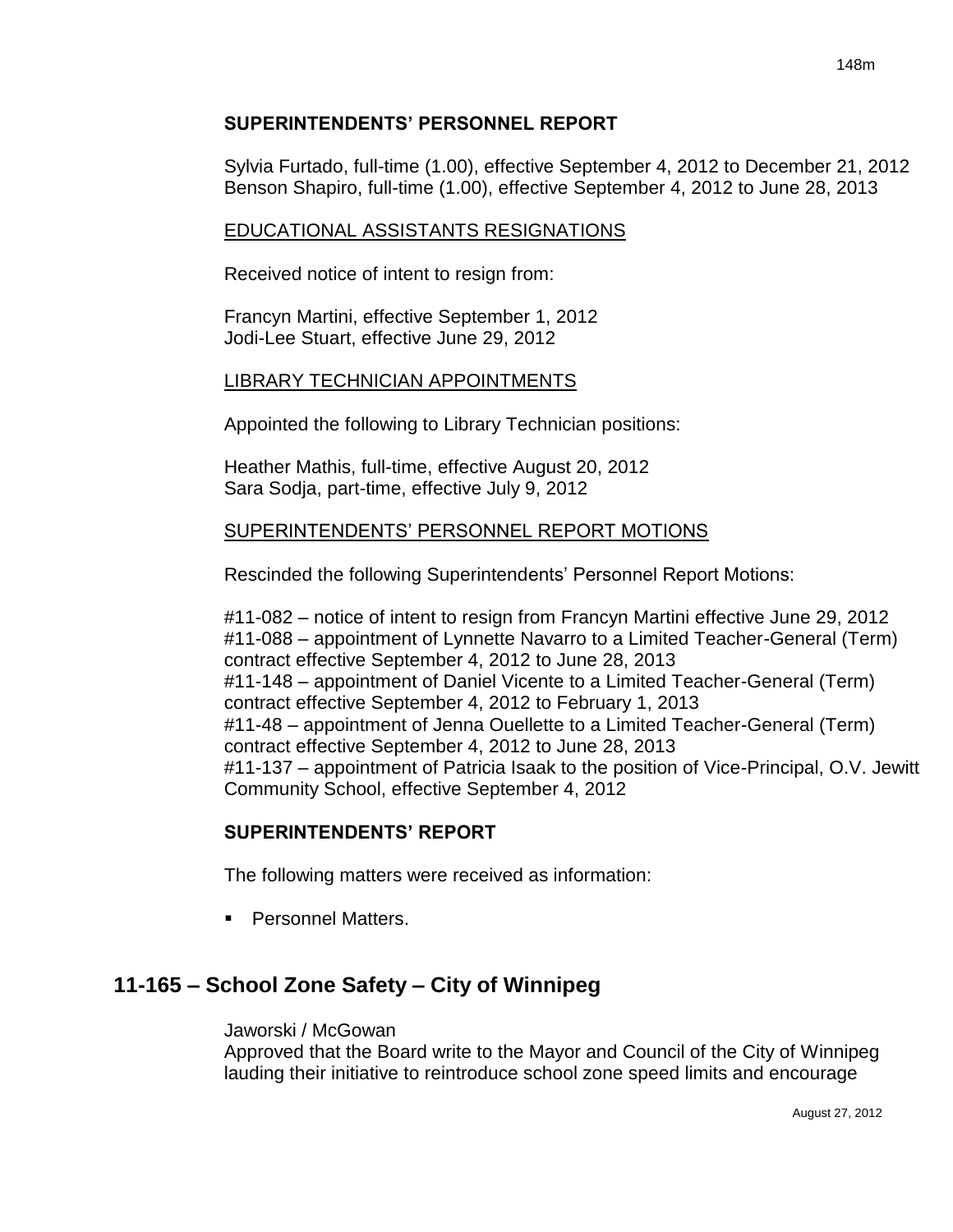**SUPERINTENDENTS' PERSONNEL REPORT**

Sylvia Furtado, full-time (1.00), effective September 4, 2012 to December 21, 2012
Benson Shapiro, full-time (1.00), effective September 4, 2012 to June 28, 2013

EDUCATIONAL ASSISTANTS RESIGNATIONS

Received notice of intent to resign from:

Francyn Martini, effective September 1, 2012
Jodi-Lee Stuart, effective June 29, 2012

LIBRARY TECHNICIAN APPOINTMENTS

Appointed the following to Library Technician positions:

Heather Mathis, full-time, effective August 20, 2012
Sara Sodja, part-time, effective July 9, 2012

SUPERINTENDENTS' PERSONNEL REPORT MOTIONS

Rescinded the following Superintendents' Personnel Report Motions:

#11-082 – notice of intent to resign from Francyn Martini effective June 29, 2012
#11-088 – appointment of Lynnette Navarro to a Limited Teacher-General (Term) contract effective September 4, 2012 to June 28, 2013
#11-148 – appointment of Daniel Vicente to a Limited Teacher-General (Term) contract effective September 4, 2012 to February 1, 2013
#11-48 – appointment of Jenna Ouellette to a Limited Teacher-General (Term) contract effective September 4, 2012 to June 28, 2013
#11-137 – appointment of Patricia Isaak to the position of Vice-Principal, O.V. Jewitt Community School, effective September 4, 2012

**SUPERINTENDENTS' REPORT**

The following matters were received as information:

- Personnel Matters.

## 11-165 – School Zone Safety – City of Winnipeg

Jaworski / McGowan
Approved that the Board write to the Mayor and Council of the City of Winnipeg lauding their initiative to reintroduce school zone speed limits and encourage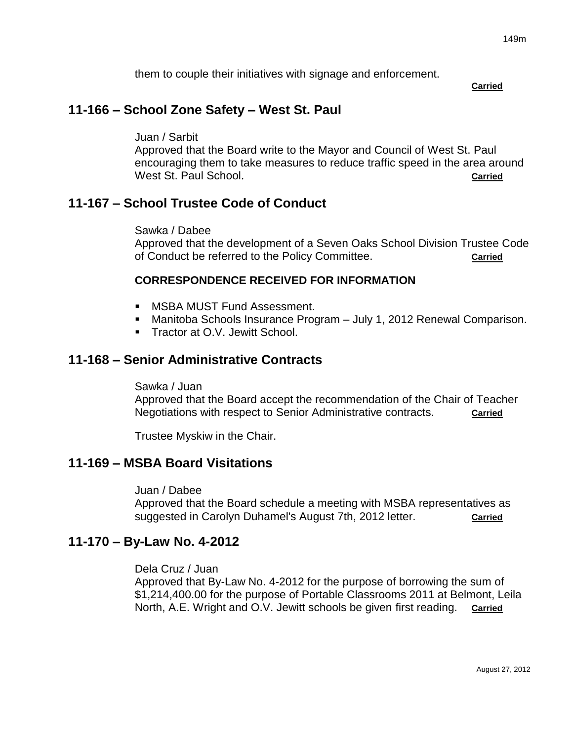them to couple their initiatives with signage and enforcement.

**Carried**

## 11-166 – School Zone Safety – West St. Paul

Juan / Sarbit
Approved that the Board write to the Mayor and Council of West St. Paul encouraging them to take measures to reduce traffic speed in the area around West St. Paul School. **Carried**

## 11-167 – School Trustee Code of Conduct

Sawka / Dabee
Approved that the development of a Seven Oaks School Division Trustee Code of Conduct be referred to the Policy Committee. **Carried**

### CORRESPONDENCE RECEIVED FOR INFORMATION

- MSBA MUST Fund Assessment.
- Manitoba Schools Insurance Program – July 1, 2012 Renewal Comparison.
- Tractor at O.V. Jewitt School.

## 11-168 – Senior Administrative Contracts

Sawka / Juan
Approved that the Board accept the recommendation of the Chair of Teacher Negotiations with respect to Senior Administrative contracts. **Carried**

Trustee Myskiw in the Chair.

## 11-169 – MSBA Board Visitations

Juan / Dabee
Approved that the Board schedule a meeting with MSBA representatives as suggested in Carolyn Duhamel's August 7th, 2012 letter. **Carried**

## 11-170 – By-Law No. 4-2012

Dela Cruz / Juan
Approved that By-Law No. 4-2012 for the purpose of borrowing the sum of $1,214,400.00 for the purpose of Portable Classrooms 2011 at Belmont, Leila North, A.E. Wright and O.V. Jewitt schools be given first reading. **Carried**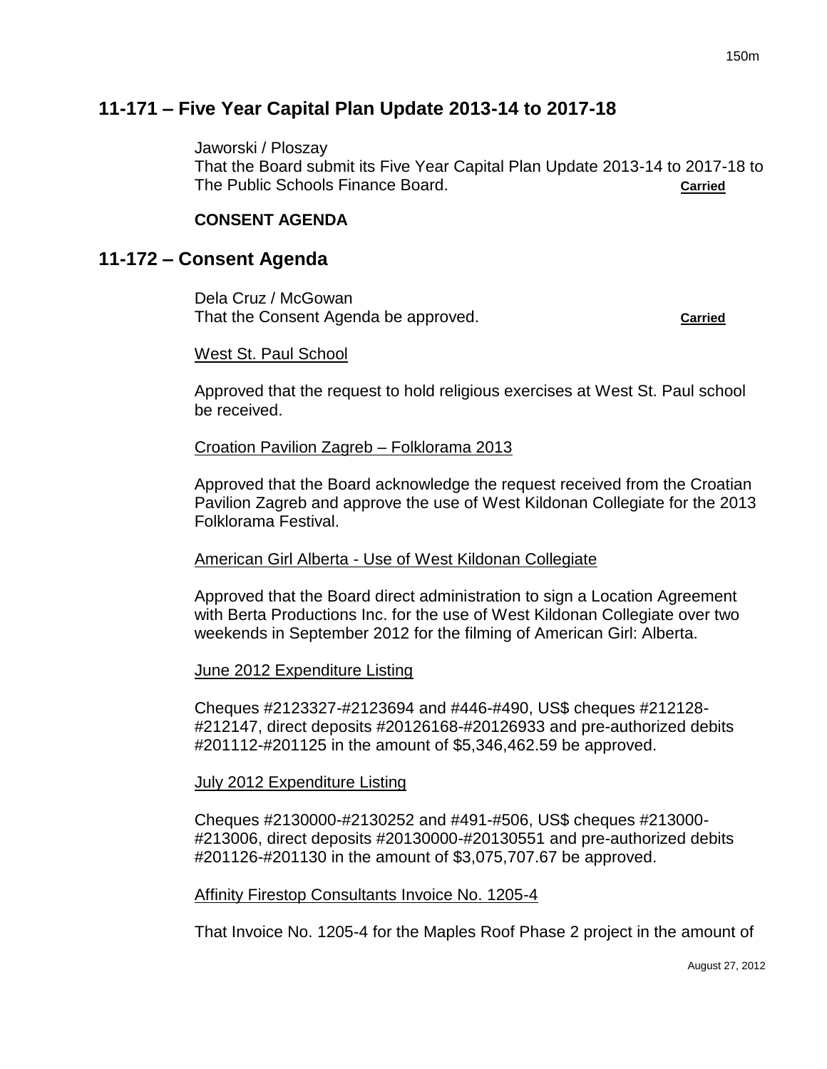## 11-171 – Five Year Capital Plan Update 2013-14 to 2017-18

Jaworski / Ploszay
That the Board submit its Five Year Capital Plan Update 2013-14 to 2017-18 to The Public Schools Finance Board. **Carried**

**CONSENT AGENDA**

## 11-172 – Consent Agenda

Dela Cruz / McGowan
That the Consent Agenda be approved. **Carried**

West St. Paul School

Approved that the request to hold religious exercises at West St. Paul school be received.

Croation Pavilion Zagreb – Folklorama 2013

Approved that the Board acknowledge the request received from the Croatian Pavilion Zagreb and approve the use of West Kildonan Collegiate for the 2013 Folklorama Festival.

American Girl Alberta - Use of West Kildonan Collegiate

Approved that the Board direct administration to sign a Location Agreement with Berta Productions Inc. for the use of West Kildonan Collegiate over two weekends in September 2012 for the filming of American Girl: Alberta.

June 2012 Expenditure Listing

Cheques #2123327-#2123694 and #446-#490, US$ cheques #212128-#212147, direct deposits #20126168-#20126933 and pre-authorized debits #201112-#201125 in the amount of $5,346,462.59 be approved.

July 2012 Expenditure Listing

Cheques #2130000-#2130252 and #491-#506, US$ cheques #213000-#213006, direct deposits #20130000-#20130551 and pre-authorized debits #201126-#201130 in the amount of $3,075,707.67 be approved.

Affinity Firestop Consultants Invoice No. 1205-4

That Invoice No. 1205-4 for the Maples Roof Phase 2 project in the amount of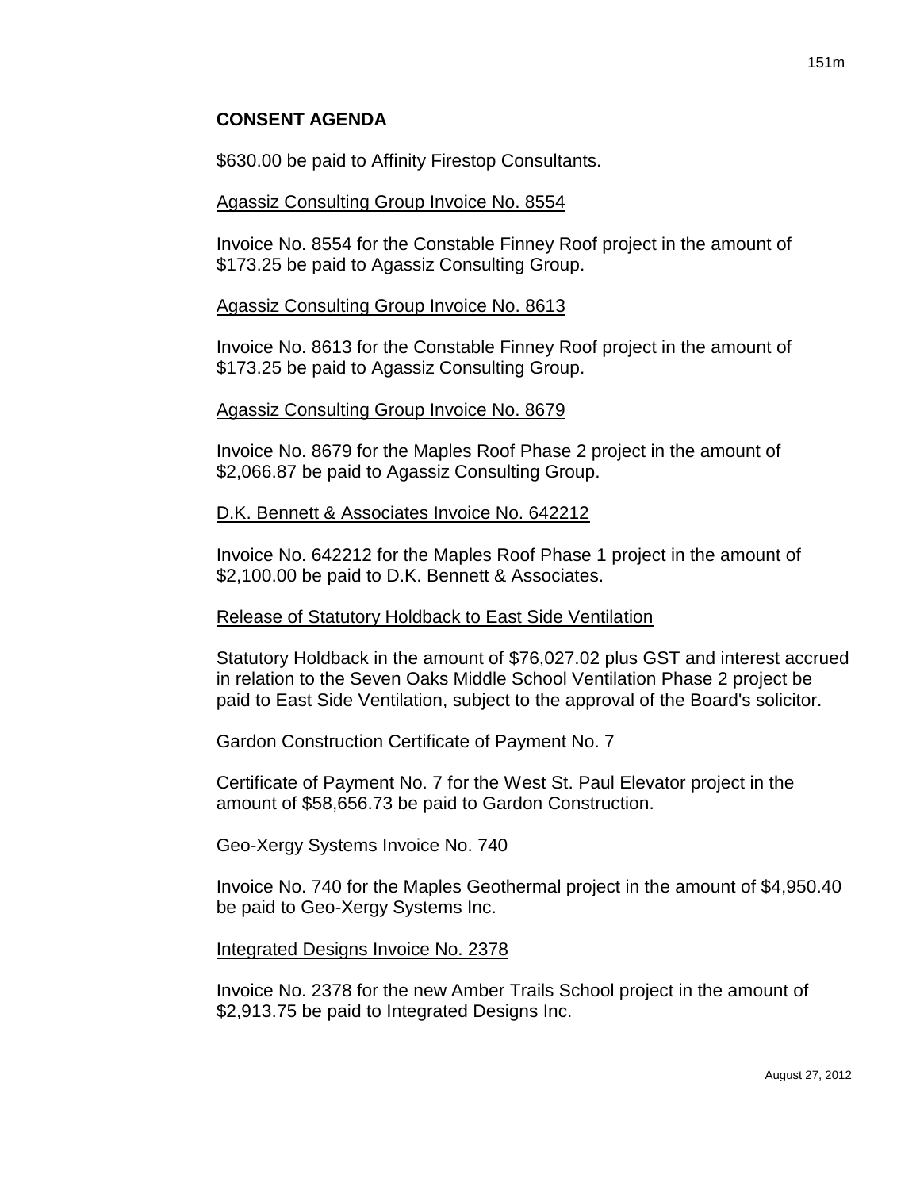## CONSENT AGENDA

$630.00 be paid to Affinity Firestop Consultants.

Agassiz Consulting Group Invoice No. 8554

Invoice No. 8554 for the Constable Finney Roof project in the amount of $173.25 be paid to Agassiz Consulting Group.

Agassiz Consulting Group Invoice No. 8613

Invoice No. 8613 for the Constable Finney Roof project in the amount of $173.25 be paid to Agassiz Consulting Group.

Agassiz Consulting Group Invoice No. 8679

Invoice No. 8679 for the Maples Roof Phase 2 project in the amount of $2,066.87 be paid to Agassiz Consulting Group.

D.K. Bennett & Associates Invoice No. 642212

Invoice No. 642212 for the Maples Roof Phase 1 project in the amount of $2,100.00 be paid to D.K. Bennett & Associates.

Release of Statutory Holdback to East Side Ventilation

Statutory Holdback in the amount of $76,027.02 plus GST and interest accrued in relation to the Seven Oaks Middle School Ventilation Phase 2 project be paid to East Side Ventilation, subject to the approval of the Board's solicitor.

Gardon Construction Certificate of Payment No. 7

Certificate of Payment No. 7 for the West St. Paul Elevator project in the amount of $58,656.73 be paid to Gardon Construction.

Geo-Xergy Systems Invoice No. 740

Invoice No. 740 for the Maples Geothermal project in the amount of $4,950.40 be paid to Geo-Xergy Systems Inc.

Integrated Designs Invoice No. 2378

Invoice No. 2378 for the new Amber Trails School project in the amount of $2,913.75 be paid to Integrated Designs Inc.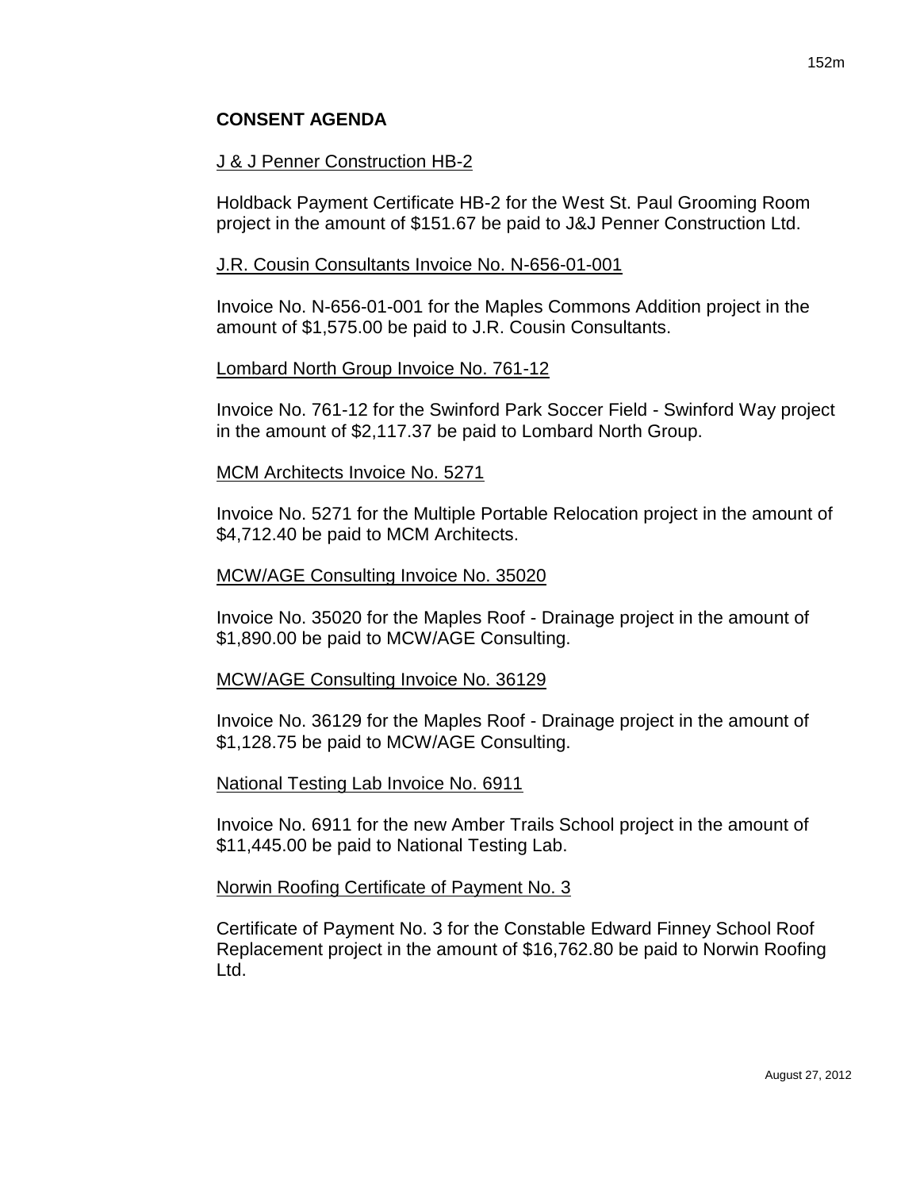**CONSENT AGENDA**

J & J Penner Construction HB-2

Holdback Payment Certificate HB-2 for the West St. Paul Grooming Room project in the amount of $151.67 be paid to J&J Penner Construction Ltd.

J.R. Cousin Consultants Invoice No. N-656-01-001

Invoice No. N-656-01-001 for the Maples Commons Addition project in the amount of $1,575.00 be paid to J.R. Cousin Consultants.

Lombard North Group Invoice No. 761-12

Invoice No. 761-12 for the Swinford Park Soccer Field - Swinford Way project in the amount of $2,117.37 be paid to Lombard North Group.

MCM Architects Invoice No. 5271

Invoice No. 5271 for the Multiple Portable Relocation project in the amount of $4,712.40 be paid to MCM Architects.

MCW/AGE Consulting Invoice No. 35020

Invoice No. 35020 for the Maples Roof - Drainage project in the amount of $1,890.00 be paid to MCW/AGE Consulting.

MCW/AGE Consulting Invoice No. 36129

Invoice No. 36129 for the Maples Roof - Drainage project in the amount of $1,128.75 be paid to MCW/AGE Consulting.

National Testing Lab Invoice No. 6911

Invoice No. 6911 for the new Amber Trails School project in the amount of $11,445.00 be paid to National Testing Lab.

Norwin Roofing Certificate of Payment No. 3

Certificate of Payment No. 3 for the Constable Edward Finney School Roof Replacement project in the amount of $16,762.80 be paid to Norwin Roofing Ltd.

August 27, 2012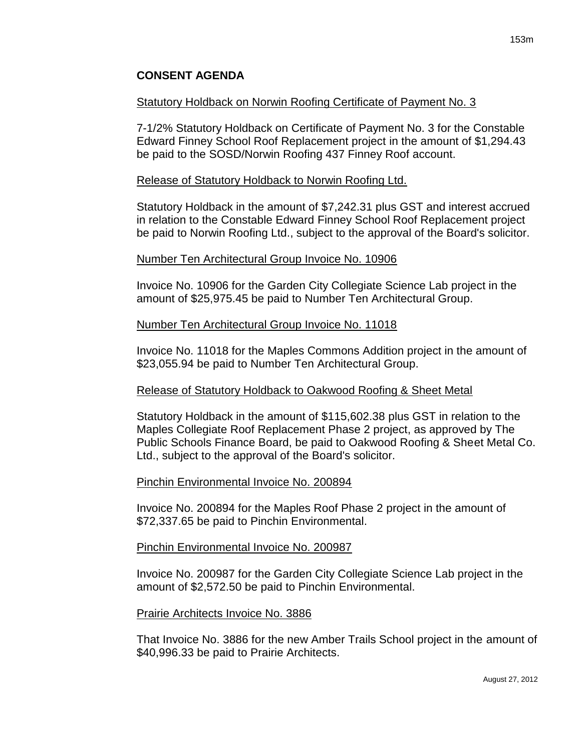## CONSENT AGENDA

Statutory Holdback on Norwin Roofing Certificate of Payment No. 3

7-1/2% Statutory Holdback on Certificate of Payment No. 3 for the Constable Edward Finney School Roof Replacement project in the amount of $1,294.43 be paid to the SOSD/Norwin Roofing 437 Finney Roof account.

Release of Statutory Holdback to Norwin Roofing Ltd.

Statutory Holdback in the amount of $7,242.31 plus GST and interest accrued in relation to the Constable Edward Finney School Roof Replacement project be paid to Norwin Roofing Ltd., subject to the approval of the Board's solicitor.

Number Ten Architectural Group Invoice No. 10906

Invoice No. 10906 for the Garden City Collegiate Science Lab project in the amount of $25,975.45 be paid to Number Ten Architectural Group.

Number Ten Architectural Group Invoice No. 11018

Invoice No. 11018 for the Maples Commons Addition project in the amount of $23,055.94 be paid to Number Ten Architectural Group.

Release of Statutory Holdback to Oakwood Roofing & Sheet Metal

Statutory Holdback in the amount of $115,602.38 plus GST in relation to the Maples Collegiate Roof Replacement Phase 2 project, as approved by The Public Schools Finance Board, be paid to Oakwood Roofing & Sheet Metal Co. Ltd., subject to the approval of the Board's solicitor.

Pinchin Environmental Invoice No. 200894

Invoice No. 200894 for the Maples Roof Phase 2 project in the amount of $72,337.65 be paid to Pinchin Environmental.

Pinchin Environmental Invoice No. 200987

Invoice No. 200987 for the Garden City Collegiate Science Lab project in the amount of $2,572.50 be paid to Pinchin Environmental.

Prairie Architects Invoice No. 3886

That Invoice No. 3886 for the new Amber Trails School project in the amount of $40,996.33 be paid to Prairie Architects.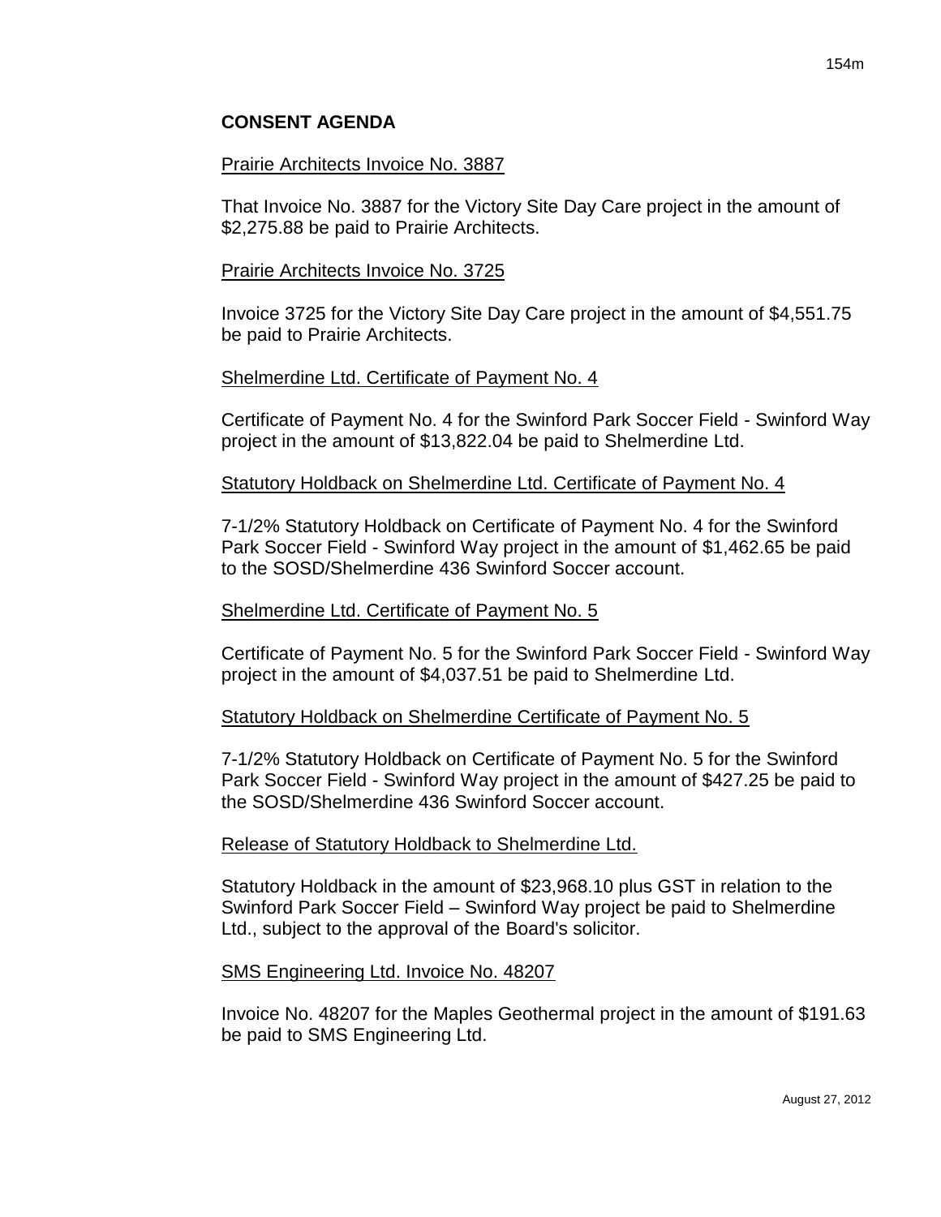## CONSENT AGENDA

Prairie Architects Invoice No. 3887

That Invoice No. 3887 for the Victory Site Day Care project in the amount of $2,275.88 be paid to Prairie Architects.

Prairie Architects Invoice No. 3725

Invoice 3725 for the Victory Site Day Care project in the amount of $4,551.75 be paid to Prairie Architects.

Shelmerdine Ltd. Certificate of Payment No. 4

Certificate of Payment No. 4 for the Swinford Park Soccer Field - Swinford Way project in the amount of $13,822.04 be paid to Shelmerdine Ltd.

Statutory Holdback on Shelmerdine Ltd. Certificate of Payment No. 4

7-1/2% Statutory Holdback on Certificate of Payment No. 4 for the Swinford Park Soccer Field - Swinford Way project in the amount of $1,462.65 be paid to the SOSD/Shelmerdine 436 Swinford Soccer account.

Shelmerdine Ltd. Certificate of Payment No. 5

Certificate of Payment No. 5 for the Swinford Park Soccer Field - Swinford Way project in the amount of $4,037.51 be paid to Shelmerdine Ltd.

Statutory Holdback on Shelmerdine Certificate of Payment No. 5

7-1/2% Statutory Holdback on Certificate of Payment No. 5 for the Swinford Park Soccer Field - Swinford Way project in the amount of $427.25 be paid to the SOSD/Shelmerdine 436 Swinford Soccer account.

Release of Statutory Holdback to Shelmerdine Ltd.

Statutory Holdback in the amount of $23,968.10 plus GST in relation to the Swinford Park Soccer Field – Swinford Way project be paid to Shelmerdine Ltd., subject to the approval of the Board's solicitor.

SMS Engineering Ltd. Invoice No. 48207

Invoice No. 48207 for the Maples Geothermal project in the amount of $191.63 be paid to SMS Engineering Ltd.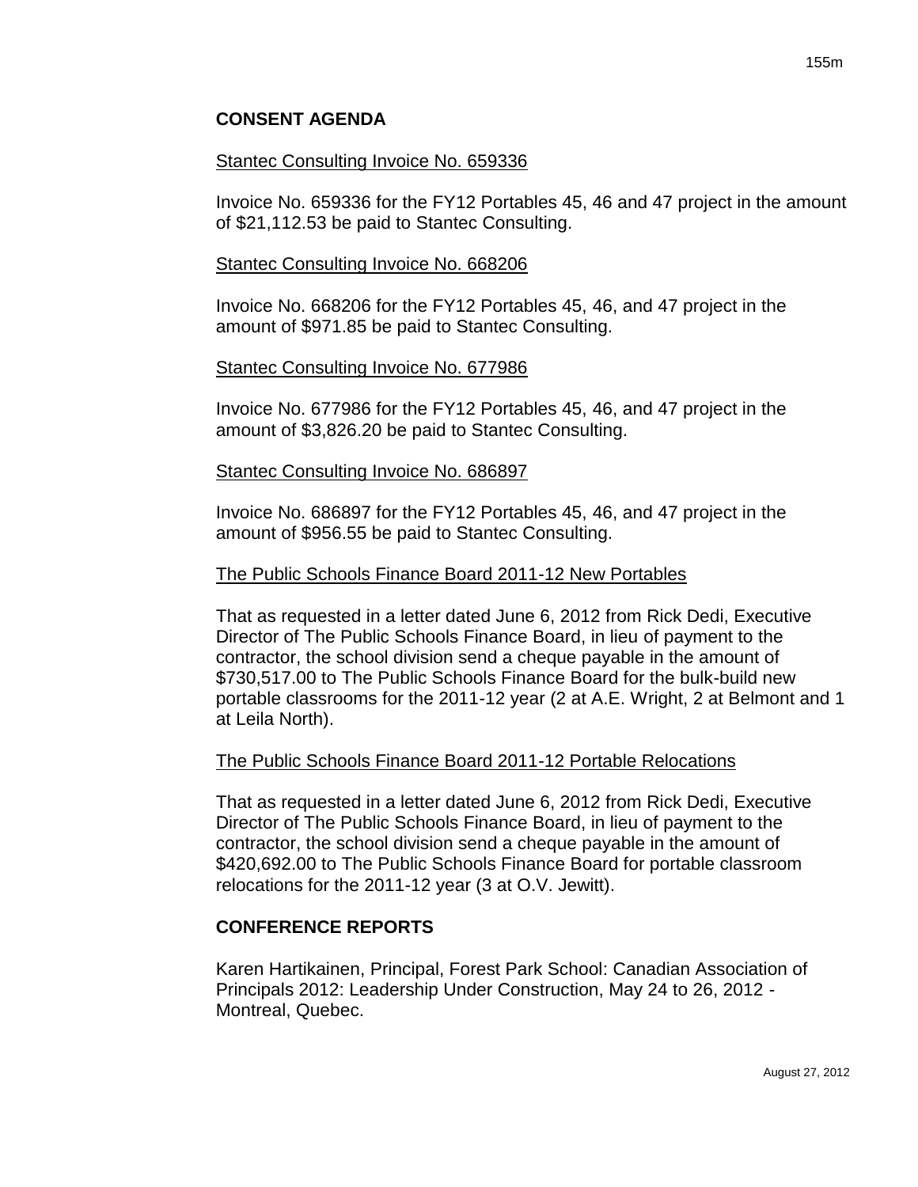## CONSENT AGENDA

Stantec Consulting Invoice No. 659336

Invoice No. 659336 for the FY12 Portables 45, 46 and 47 project in the amount of $21,112.53 be paid to Stantec Consulting.

Stantec Consulting Invoice No. 668206

Invoice No. 668206 for the FY12 Portables 45, 46, and 47 project in the amount of $971.85 be paid to Stantec Consulting.

Stantec Consulting Invoice No. 677986

Invoice No. 677986 for the FY12 Portables 45, 46, and 47 project in the amount of $3,826.20 be paid to Stantec Consulting.

Stantec Consulting Invoice No. 686897

Invoice No. 686897 for the FY12 Portables 45, 46, and 47 project in the amount of $956.55 be paid to Stantec Consulting.

The Public Schools Finance Board 2011-12 New Portables

That as requested in a letter dated June 6, 2012 from Rick Dedi, Executive Director of The Public Schools Finance Board, in lieu of payment to the contractor, the school division send a cheque payable in the amount of $730,517.00 to The Public Schools Finance Board for the bulk-build new portable classrooms for the 2011-12 year (2 at A.E. Wright, 2 at Belmont and 1 at Leila North).

The Public Schools Finance Board 2011-12 Portable Relocations

That as requested in a letter dated June 6, 2012 from Rick Dedi, Executive Director of The Public Schools Finance Board, in lieu of payment to the contractor, the school division send a cheque payable in the amount of $420,692.00 to The Public Schools Finance Board for portable classroom relocations for the 2011-12 year (3 at O.V. Jewitt).

## CONFERENCE REPORTS

Karen Hartikainen, Principal, Forest Park School: Canadian Association of Principals 2012: Leadership Under Construction, May 24 to 26, 2012 - Montreal, Quebec.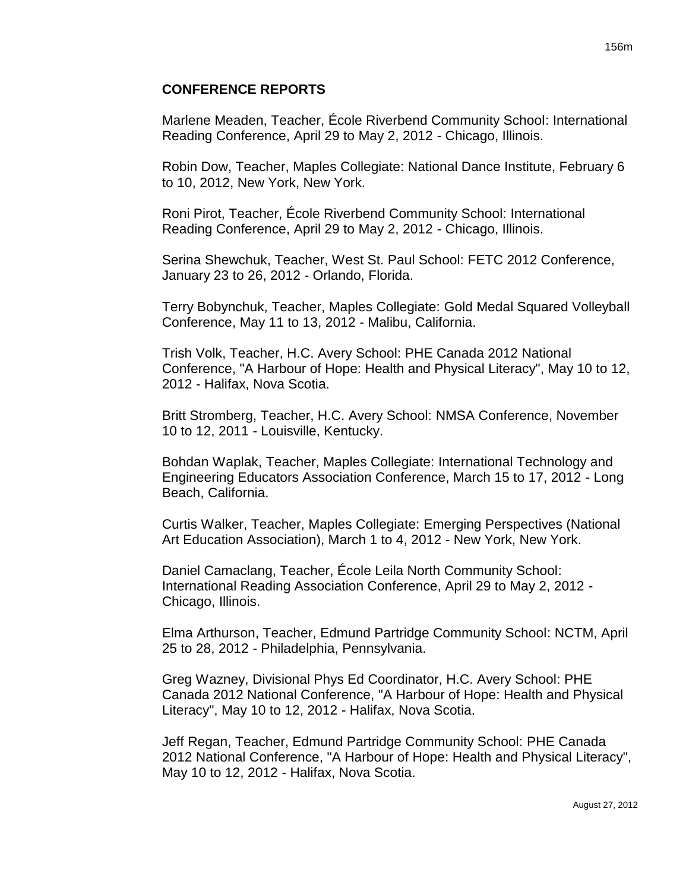## CONFERENCE REPORTS

Marlene Meaden, Teacher, École Riverbend Community School: International Reading Conference, April 29 to May 2, 2012 - Chicago, Illinois.

Robin Dow, Teacher, Maples Collegiate: National Dance Institute, February 6 to 10, 2012, New York, New York.

Roni Pirot, Teacher, École Riverbend Community School: International Reading Conference, April 29 to May 2, 2012 - Chicago, Illinois.

Serina Shewchuk, Teacher, West St. Paul School: FETC 2012 Conference, January 23 to 26, 2012 - Orlando, Florida.

Terry Bobynchuk, Teacher, Maples Collegiate: Gold Medal Squared Volleyball Conference, May 11 to 13, 2012 - Malibu, California.

Trish Volk, Teacher, H.C. Avery School: PHE Canada 2012 National Conference, "A Harbour of Hope: Health and Physical Literacy", May 10 to 12, 2012 - Halifax, Nova Scotia.

Britt Stromberg, Teacher, H.C. Avery School: NMSA Conference, November 10 to 12, 2011 - Louisville, Kentucky.

Bohdan Waplak, Teacher, Maples Collegiate: International Technology and Engineering Educators Association Conference, March 15 to 17, 2012 - Long Beach, California.

Curtis Walker, Teacher, Maples Collegiate: Emerging Perspectives (National Art Education Association), March 1 to 4, 2012 - New York, New York.

Daniel Camaclang, Teacher, École Leila North Community School: International Reading Association Conference, April 29 to May 2, 2012 - Chicago, Illinois.

Elma Arthurson, Teacher, Edmund Partridge Community School: NCTM, April 25 to 28, 2012 - Philadelphia, Pennsylvania.

Greg Wazney, Divisional Phys Ed Coordinator, H.C. Avery School: PHE Canada 2012 National Conference, "A Harbour of Hope: Health and Physical Literacy", May 10 to 12, 2012 - Halifax, Nova Scotia.

Jeff Regan, Teacher, Edmund Partridge Community School: PHE Canada 2012 National Conference, "A Harbour of Hope: Health and Physical Literacy", May 10 to 12, 2012 - Halifax, Nova Scotia.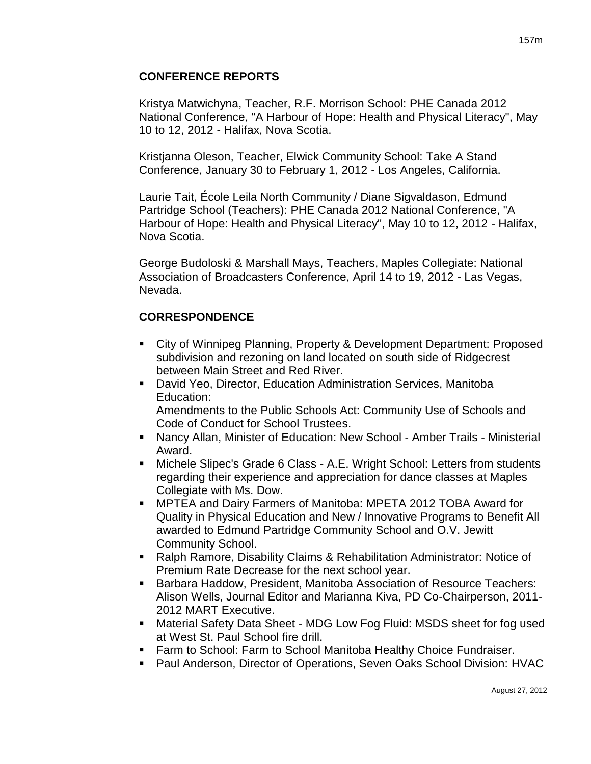## CONFERENCE REPORTS

Kristya Matwichyna, Teacher, R.F. Morrison School: PHE Canada 2012 National Conference, "A Harbour of Hope: Health and Physical Literacy", May 10 to 12, 2012 - Halifax, Nova Scotia.

Kristjanna Oleson, Teacher, Elwick Community School: Take A Stand Conference, January 30 to February 1, 2012 - Los Angeles, California.

Laurie Tait, École Leila North Community / Diane Sigvaldason, Edmund Partridge School (Teachers): PHE Canada 2012 National Conference, "A Harbour of Hope: Health and Physical Literacy", May 10 to 12, 2012 - Halifax, Nova Scotia.

George Budoloski & Marshall Mays, Teachers, Maples Collegiate: National Association of Broadcasters Conference, April 14 to 19, 2012 - Las Vegas, Nevada.

## CORRESPONDENCE

- City of Winnipeg Planning, Property & Development Department: Proposed subdivision and rezoning on land located on south side of Ridgecrest between Main Street and Red River.
- David Yeo, Director, Education Administration Services, Manitoba Education:
  Amendments to the Public Schools Act: Community Use of Schools and Code of Conduct for School Trustees.
- Nancy Allan, Minister of Education: New School - Amber Trails - Ministerial Award.
- Michele Slipec's Grade 6 Class - A.E. Wright School: Letters from students regarding their experience and appreciation for dance classes at Maples Collegiate with Ms. Dow.
- MPTEA and Dairy Farmers of Manitoba: MPETA 2012 TOBA Award for Quality in Physical Education and New / Innovative Programs to Benefit All awarded to Edmund Partridge Community School and O.V. Jewitt Community School.
- Ralph Ramore, Disability Claims & Rehabilitation Administrator: Notice of Premium Rate Decrease for the next school year.
- Barbara Haddow, President, Manitoba Association of Resource Teachers: Alison Wells, Journal Editor and Marianna Kiva, PD Co-Chairperson, 2011-2012 MART Executive.
- Material Safety Data Sheet - MDG Low Fog Fluid: MSDS sheet for fog used at West St. Paul School fire drill.
- Farm to School: Farm to School Manitoba Healthy Choice Fundraiser.
- Paul Anderson, Director of Operations, Seven Oaks School Division: HVAC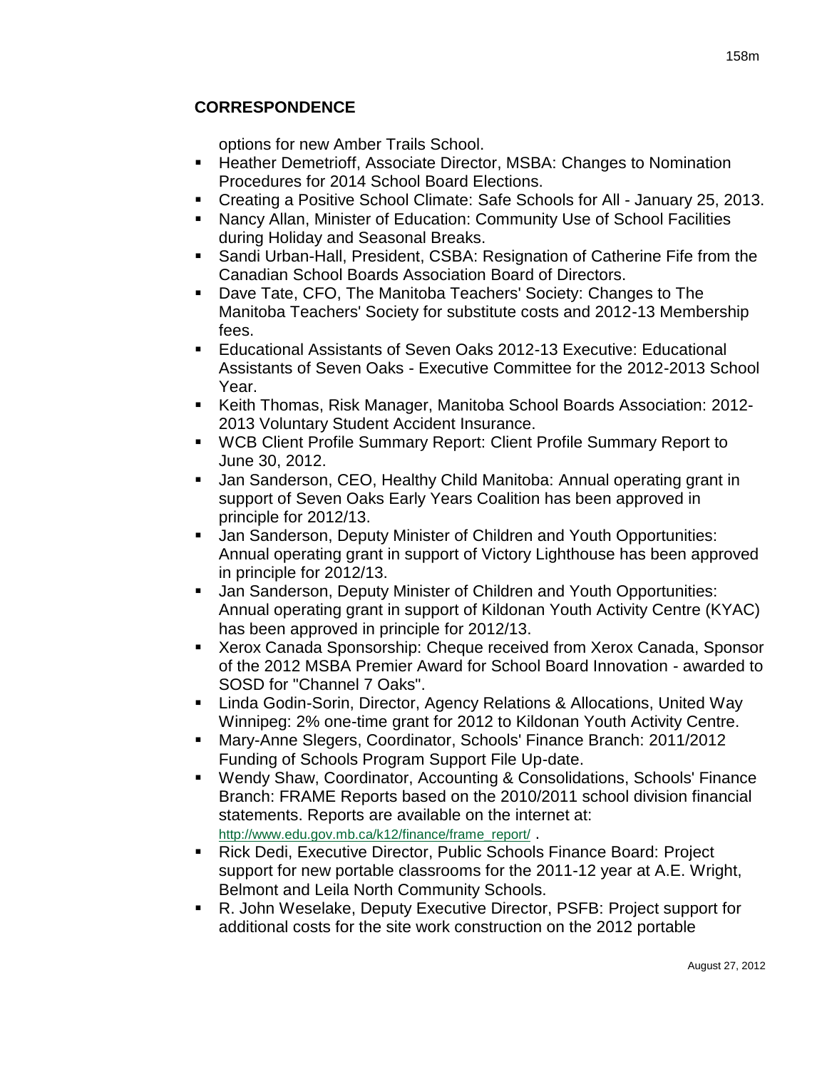## CORRESPONDENCE

options for new Amber Trails School.

- Heather Demetrioff, Associate Director, MSBA: Changes to Nomination Procedures for 2014 School Board Elections.
- Creating a Positive School Climate: Safe Schools for All - January 25, 2013.
- Nancy Allan, Minister of Education: Community Use of School Facilities during Holiday and Seasonal Breaks.
- Sandi Urban-Hall, President, CSBA: Resignation of Catherine Fife from the Canadian School Boards Association Board of Directors.
- Dave Tate, CFO, The Manitoba Teachers' Society: Changes to The Manitoba Teachers' Society for substitute costs and 2012-13 Membership fees.
- Educational Assistants of Seven Oaks 2012-13 Executive: Educational Assistants of Seven Oaks - Executive Committee for the 2012-2013 School Year.
- Keith Thomas, Risk Manager, Manitoba School Boards Association: 2012-2013 Voluntary Student Accident Insurance.
- WCB Client Profile Summary Report: Client Profile Summary Report to June 30, 2012.
- Jan Sanderson, CEO, Healthy Child Manitoba: Annual operating grant in support of Seven Oaks Early Years Coalition has been approved in principle for 2012/13.
- Jan Sanderson, Deputy Minister of Children and Youth Opportunities: Annual operating grant in support of Victory Lighthouse has been approved in principle for 2012/13.
- Jan Sanderson, Deputy Minister of Children and Youth Opportunities: Annual operating grant in support of Kildonan Youth Activity Centre (KYAC) has been approved in principle for 2012/13.
- Xerox Canada Sponsorship: Cheque received from Xerox Canada, Sponsor of the 2012 MSBA Premier Award for School Board Innovation - awarded to SOSD for "Channel 7 Oaks".
- Linda Godin-Sorin, Director, Agency Relations & Allocations, United Way Winnipeg: 2% one-time grant for 2012 to Kildonan Youth Activity Centre.
- Mary-Anne Slegers, Coordinator, Schools' Finance Branch: 2011/2012 Funding of Schools Program Support File Up-date.
- Wendy Shaw, Coordinator, Accounting & Consolidations, Schools' Finance Branch: FRAME Reports based on the 2010/2011 school division financial statements. Reports are available on the internet at: http://www.edu.gov.mb.ca/k12/finance/frame_report/ .
- Rick Dedi, Executive Director, Public Schools Finance Board: Project support for new portable classrooms for the 2011-12 year at A.E. Wright, Belmont and Leila North Community Schools.
- R. John Weselake, Deputy Executive Director, PSFB: Project support for additional costs for the site work construction on the 2012 portable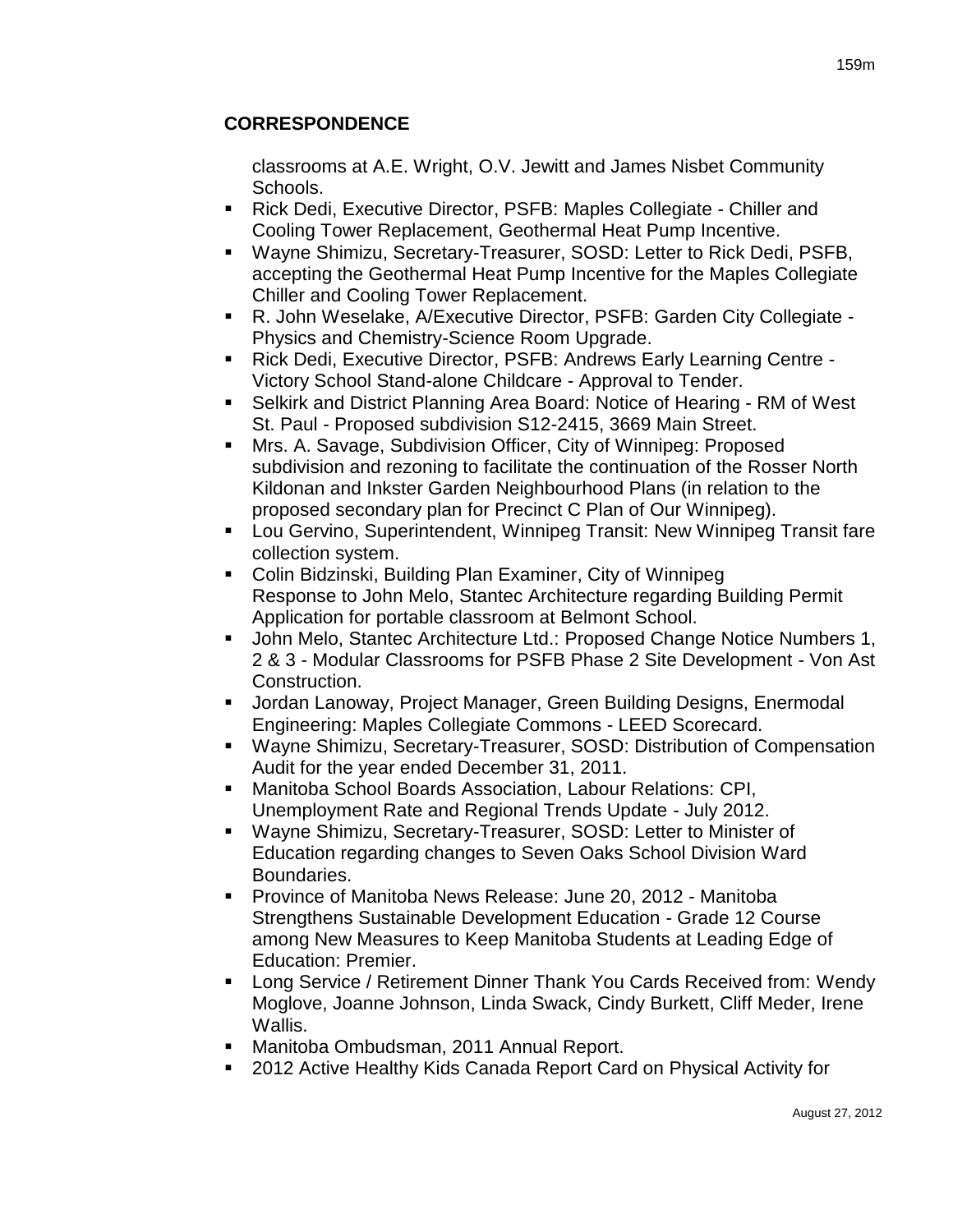## CORRESPONDENCE

classrooms at A.E. Wright, O.V. Jewitt and James Nisbet Community Schools.

- Rick Dedi, Executive Director, PSFB: Maples Collegiate - Chiller and Cooling Tower Replacement, Geothermal Heat Pump Incentive.
- Wayne Shimizu, Secretary-Treasurer, SOSD: Letter to Rick Dedi, PSFB, accepting the Geothermal Heat Pump Incentive for the Maples Collegiate Chiller and Cooling Tower Replacement.
- R. John Weselake, A/Executive Director, PSFB: Garden City Collegiate - Physics and Chemistry-Science Room Upgrade.
- Rick Dedi, Executive Director, PSFB: Andrews Early Learning Centre - Victory School Stand-alone Childcare - Approval to Tender.
- Selkirk and District Planning Area Board: Notice of Hearing - RM of West St. Paul - Proposed subdivision S12-2415, 3669 Main Street.
- Mrs. A. Savage, Subdivision Officer, City of Winnipeg: Proposed subdivision and rezoning to facilitate the continuation of the Rosser North Kildonan and Inkster Garden Neighbourhood Plans (in relation to the proposed secondary plan for Precinct C Plan of Our Winnipeg).
- Lou Gervino, Superintendent, Winnipeg Transit: New Winnipeg Transit fare collection system.
- Colin Bidzinski, Building Plan Examiner, City of Winnipeg Response to John Melo, Stantec Architecture regarding Building Permit Application for portable classroom at Belmont School.
- John Melo, Stantec Architecture Ltd.: Proposed Change Notice Numbers 1, 2 & 3 - Modular Classrooms for PSFB Phase 2 Site Development - Von Ast Construction.
- Jordan Lanoway, Project Manager, Green Building Designs, Enermodal Engineering: Maples Collegiate Commons - LEED Scorecard.
- Wayne Shimizu, Secretary-Treasurer, SOSD: Distribution of Compensation Audit for the year ended December 31, 2011.
- Manitoba School Boards Association, Labour Relations: CPI, Unemployment Rate and Regional Trends Update - July 2012.
- Wayne Shimizu, Secretary-Treasurer, SOSD: Letter to Minister of Education regarding changes to Seven Oaks School Division Ward Boundaries.
- Province of Manitoba News Release: June 20, 2012 - Manitoba Strengthens Sustainable Development Education - Grade 12 Course among New Measures to Keep Manitoba Students at Leading Edge of Education: Premier.
- Long Service / Retirement Dinner Thank You Cards Received from: Wendy Moglove, Joanne Johnson, Linda Swack, Cindy Burkett, Cliff Meder, Irene Wallis.
- Manitoba Ombudsman, 2011 Annual Report.
- 2012 Active Healthy Kids Canada Report Card on Physical Activity for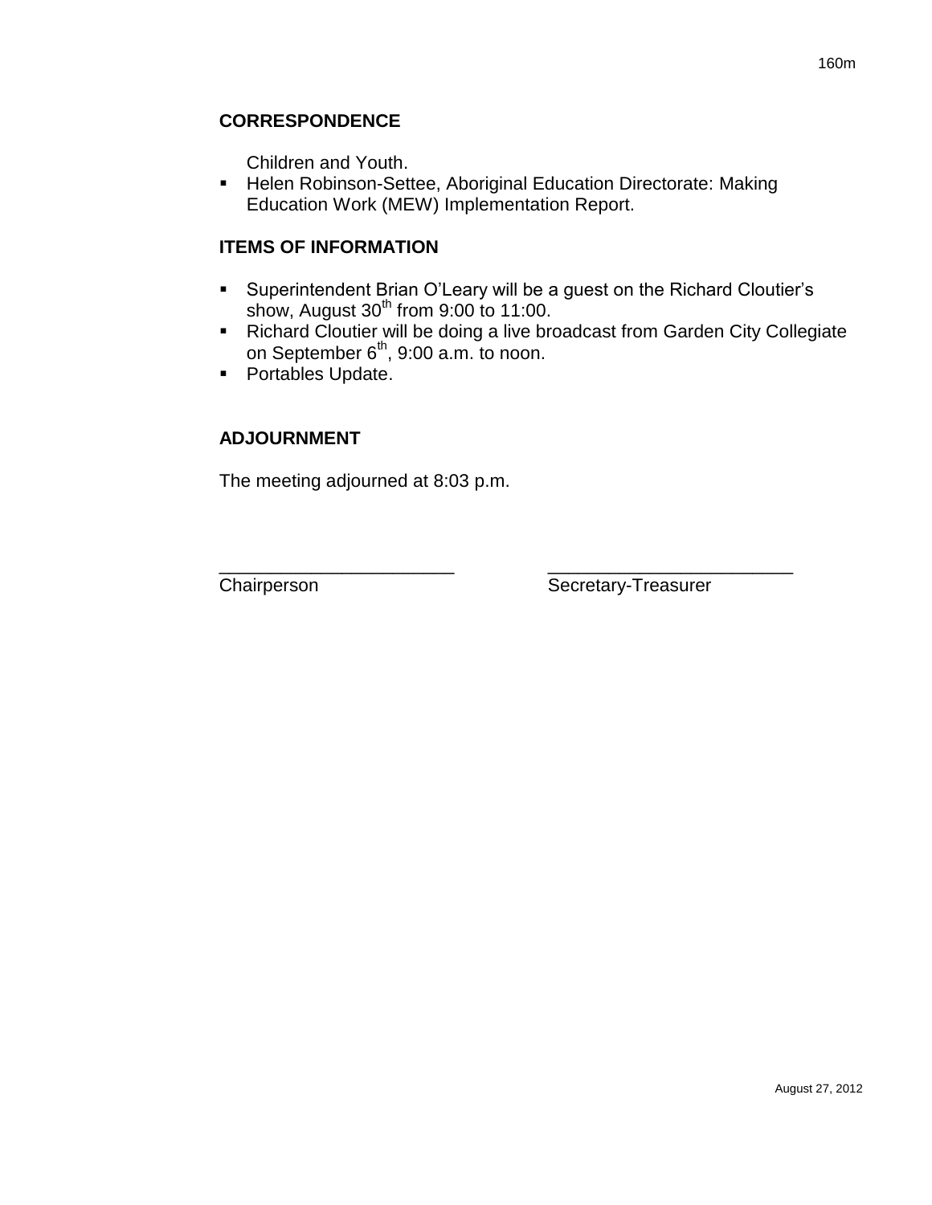## CORRESPONDENCE

Children and Youth.

- Helen Robinson-Settee, Aboriginal Education Directorate: Making Education Work (MEW) Implementation Report.

## ITEMS OF INFORMATION

- Superintendent Brian O'Leary will be a guest on the Richard Cloutier's show, August 30th from 9:00 to 11:00.
- Richard Cloutier will be doing a live broadcast from Garden City Collegiate on September 6th, 9:00 a.m. to noon.
- Portables Update.

## ADJOURNMENT

The meeting adjourned at 8:03 p.m.

_______________________ _________________________

Chairperson Secretary-Treasurer